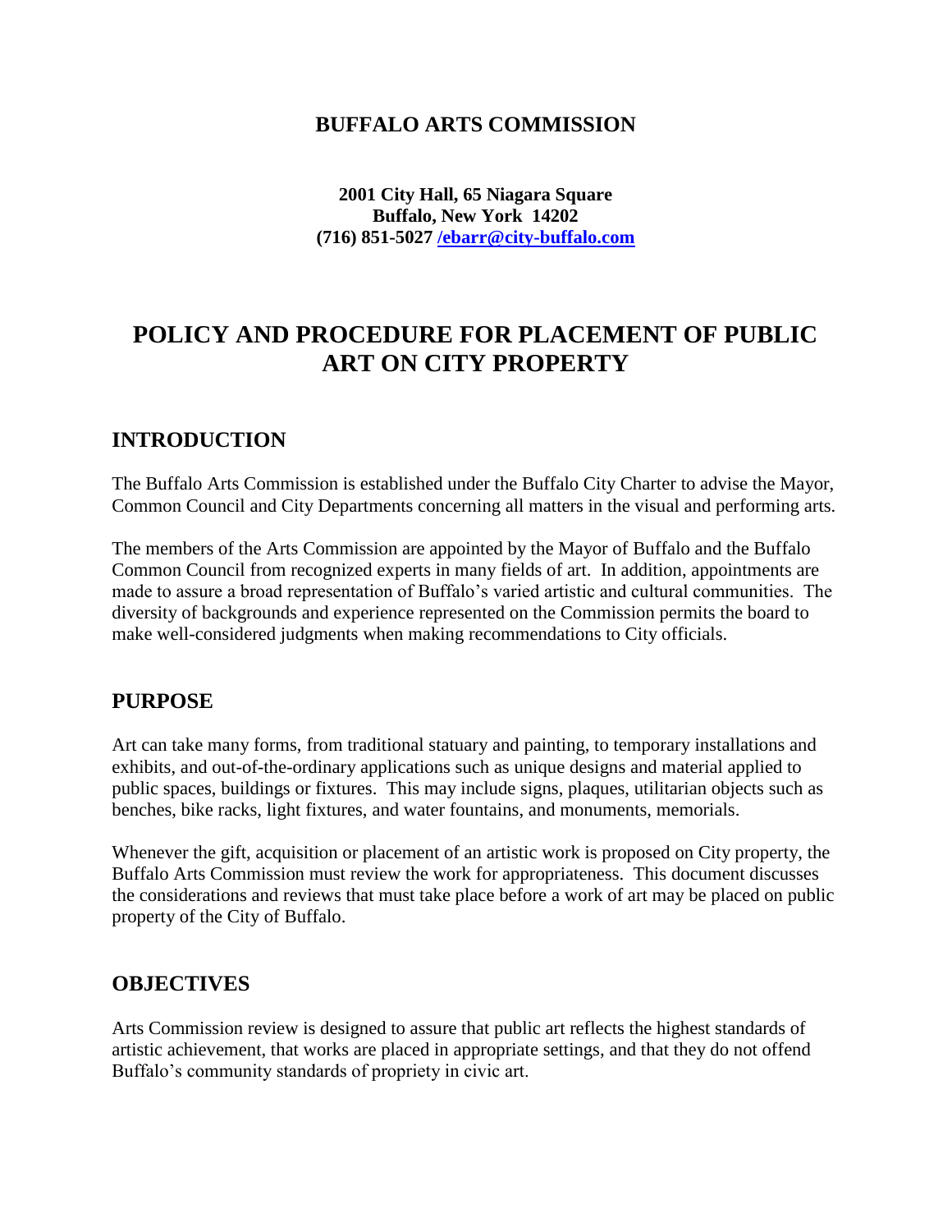# BUFFALO ARTS COMMISSION

**2001 City Hall, 65 Niagara Square**
**Buffalo, New York 14202**
**(716) 851-5027 /ebarr@city-buffalo.com**

# POLICY AND PROCEDURE FOR PLACEMENT OF PUBLIC ART ON CITY PROPERTY

## INTRODUCTION

The Buffalo Arts Commission is established under the Buffalo City Charter to advise the Mayor, Common Council and City Departments concerning all matters in the visual and performing arts.

The members of the Arts Commission are appointed by the Mayor of Buffalo and the Buffalo Common Council from recognized experts in many fields of art. In addition, appointments are made to assure a broad representation of Buffalo's varied artistic and cultural communities. The diversity of backgrounds and experience represented on the Commission permits the board to make well-considered judgments when making recommendations to City officials.

## PURPOSE

Art can take many forms, from traditional statuary and painting, to temporary installations and exhibits, and out-of-the-ordinary applications such as unique designs and material applied to public spaces, buildings or fixtures. This may include signs, plaques, utilitarian objects such as benches, bike racks, light fixtures, and water fountains, and monuments, memorials.

Whenever the gift, acquisition or placement of an artistic work is proposed on City property, the Buffalo Arts Commission must review the work for appropriateness. This document discusses the considerations and reviews that must take place before a work of art may be placed on public property of the City of Buffalo.

## OBJECTIVES

Arts Commission review is designed to assure that public art reflects the highest standards of artistic achievement, that works are placed in appropriate settings, and that they do not offend Buffalo's community standards of propriety in civic art.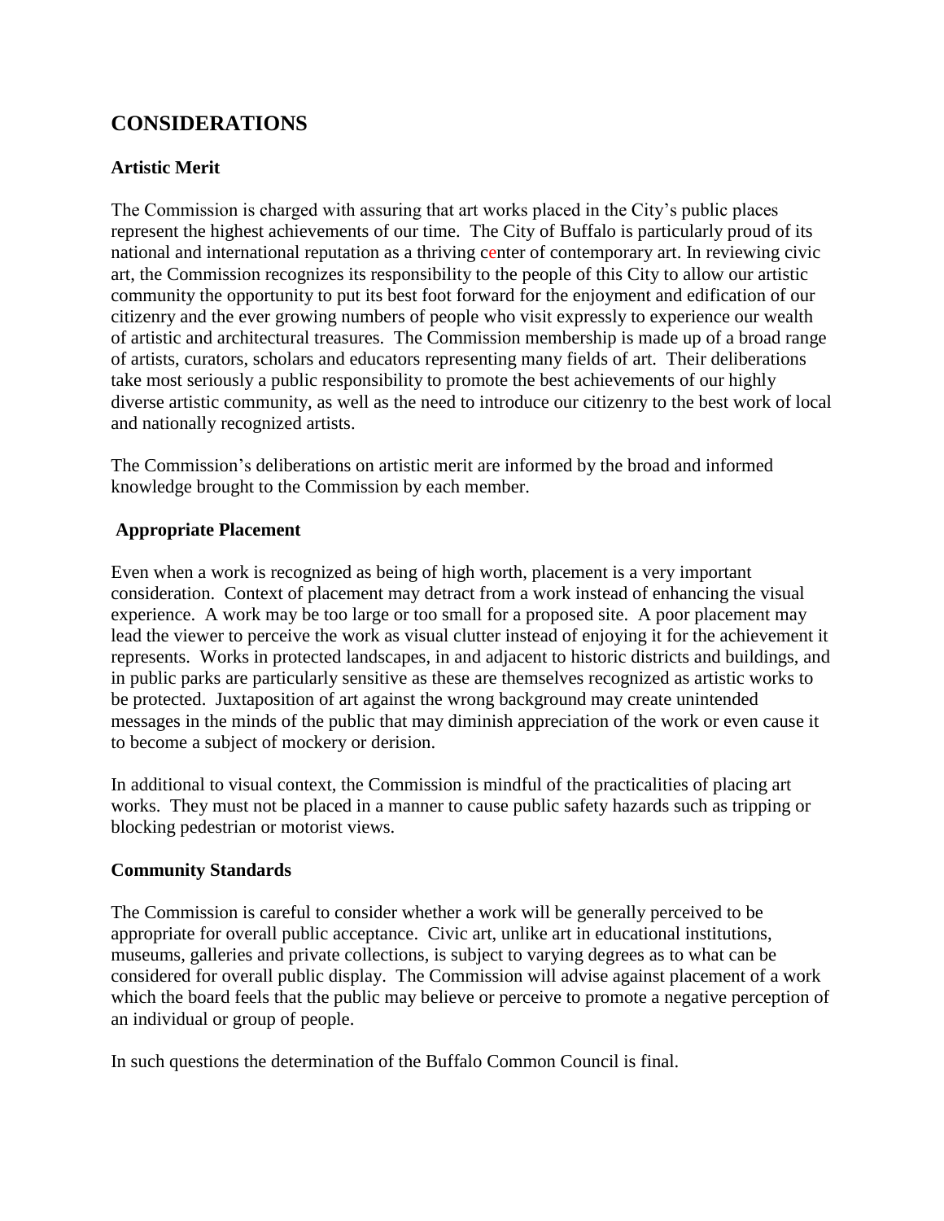## CONSIDERATIONS

### Artistic Merit

The Commission is charged with assuring that art works placed in the City's public places represent the highest achievements of our time. The City of Buffalo is particularly proud of its national and international reputation as a thriving center of contemporary art. In reviewing civic art, the Commission recognizes its responsibility to the people of this City to allow our artistic community the opportunity to put its best foot forward for the enjoyment and edification of our citizenry and the ever growing numbers of people who visit expressly to experience our wealth of artistic and architectural treasures. The Commission membership is made up of a broad range of artists, curators, scholars and educators representing many fields of art. Their deliberations take most seriously a public responsibility to promote the best achievements of our highly diverse artistic community, as well as the need to introduce our citizenry to the best work of local and nationally recognized artists.

The Commission's deliberations on artistic merit are informed by the broad and informed knowledge brought to the Commission by each member.

### Appropriate Placement

Even when a work is recognized as being of high worth, placement is a very important consideration. Context of placement may detract from a work instead of enhancing the visual experience. A work may be too large or too small for a proposed site. A poor placement may lead the viewer to perceive the work as visual clutter instead of enjoying it for the achievement it represents. Works in protected landscapes, in and adjacent to historic districts and buildings, and in public parks are particularly sensitive as these are themselves recognized as artistic works to be protected. Juxtaposition of art against the wrong background may create unintended messages in the minds of the public that may diminish appreciation of the work or even cause it to become a subject of mockery or derision.

In additional to visual context, the Commission is mindful of the practicalities of placing art works. They must not be placed in a manner to cause public safety hazards such as tripping or blocking pedestrian or motorist views.

### Community Standards

The Commission is careful to consider whether a work will be generally perceived to be appropriate for overall public acceptance. Civic art, unlike art in educational institutions, museums, galleries and private collections, is subject to varying degrees as to what can be considered for overall public display. The Commission will advise against placement of a work which the board feels that the public may believe or perceive to promote a negative perception of an individual or group of people.

In such questions the determination of the Buffalo Common Council is final.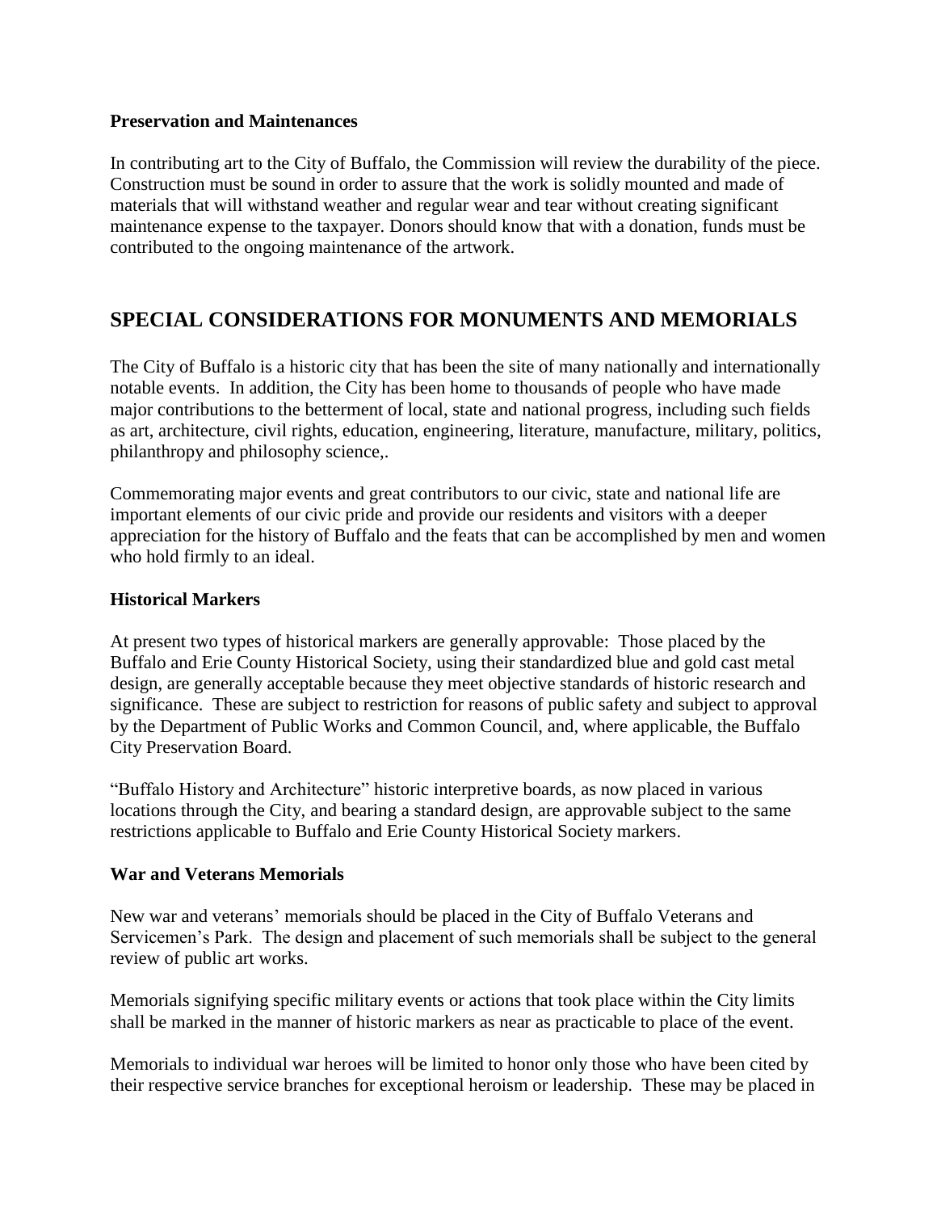### Preservation and Maintenances

In contributing art to the City of Buffalo, the Commission will review the durability of the piece. Construction must be sound in order to assure that the work is solidly mounted and made of materials that will withstand weather and regular wear and tear without creating significant maintenance expense to the taxpayer. Donors should know that with a donation, funds must be contributed to the ongoing maintenance of the artwork.

## SPECIAL CONSIDERATIONS FOR MONUMENTS AND MEMORIALS

The City of Buffalo is a historic city that has been the site of many nationally and internationally notable events. In addition, the City has been home to thousands of people who have made major contributions to the betterment of local, state and national progress, including such fields as art, architecture, civil rights, education, engineering, literature, manufacture, military, politics, philanthropy and philosophy science,.

Commemorating major events and great contributors to our civic, state and national life are important elements of our civic pride and provide our residents and visitors with a deeper appreciation for the history of Buffalo and the feats that can be accomplished by men and women who hold firmly to an ideal.

### Historical Markers

At present two types of historical markers are generally approvable: Those placed by the Buffalo and Erie County Historical Society, using their standardized blue and gold cast metal design, are generally acceptable because they meet objective standards of historic research and significance. These are subject to restriction for reasons of public safety and subject to approval by the Department of Public Works and Common Council, and, where applicable, the Buffalo City Preservation Board.

"Buffalo History and Architecture" historic interpretive boards, as now placed in various locations through the City, and bearing a standard design, are approvable subject to the same restrictions applicable to Buffalo and Erie County Historical Society markers.

### War and Veterans Memorials

New war and veterans' memorials should be placed in the City of Buffalo Veterans and Servicemen's Park. The design and placement of such memorials shall be subject to the general review of public art works.

Memorials signifying specific military events or actions that took place within the City limits shall be marked in the manner of historic markers as near as practicable to place of the event.

Memorials to individual war heroes will be limited to honor only those who have been cited by their respective service branches for exceptional heroism or leadership. These may be placed in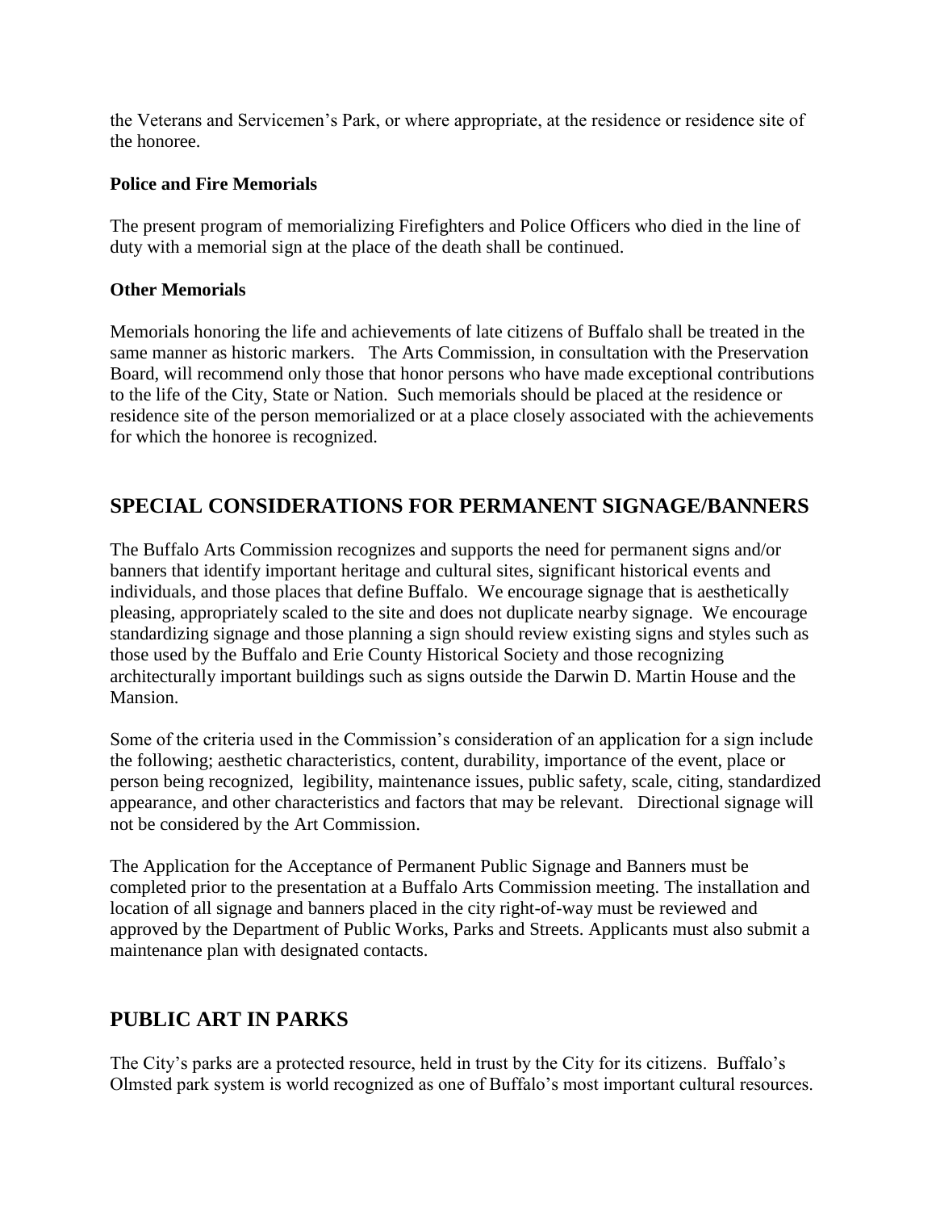the Veterans and Servicemen's Park, or where appropriate, at the residence or residence site of the honoree.

**Police and Fire Memorials**

The present program of memorializing Firefighters and Police Officers who died in the line of duty with a memorial sign at the place of the death shall be continued.

**Other Memorials**

Memorials honoring the life and achievements of late citizens of Buffalo shall be treated in the same manner as historic markers. The Arts Commission, in consultation with the Preservation Board, will recommend only those that honor persons who have made exceptional contributions to the life of the City, State or Nation. Such memorials should be placed at the residence or residence site of the person memorialized or at a place closely associated with the achievements for which the honoree is recognized.

## SPECIAL CONSIDERATIONS FOR PERMANENT SIGNAGE/BANNERS

The Buffalo Arts Commission recognizes and supports the need for permanent signs and/or banners that identify important heritage and cultural sites, significant historical events and individuals, and those places that define Buffalo. We encourage signage that is aesthetically pleasing, appropriately scaled to the site and does not duplicate nearby signage. We encourage standardizing signage and those planning a sign should review existing signs and styles such as those used by the Buffalo and Erie County Historical Society and those recognizing architecturally important buildings such as signs outside the Darwin D. Martin House and the Mansion.

Some of the criteria used in the Commission's consideration of an application for a sign include the following; aesthetic characteristics, content, durability, importance of the event, place or person being recognized, legibility, maintenance issues, public safety, scale, citing, standardized appearance, and other characteristics and factors that may be relevant. Directional signage will not be considered by the Art Commission.

The Application for the Acceptance of Permanent Public Signage and Banners must be completed prior to the presentation at a Buffalo Arts Commission meeting. The installation and location of all signage and banners placed in the city right-of-way must be reviewed and approved by the Department of Public Works, Parks and Streets. Applicants must also submit a maintenance plan with designated contacts.

## PUBLIC ART IN PARKS

The City's parks are a protected resource, held in trust by the City for its citizens. Buffalo's Olmsted park system is world recognized as one of Buffalo's most important cultural resources.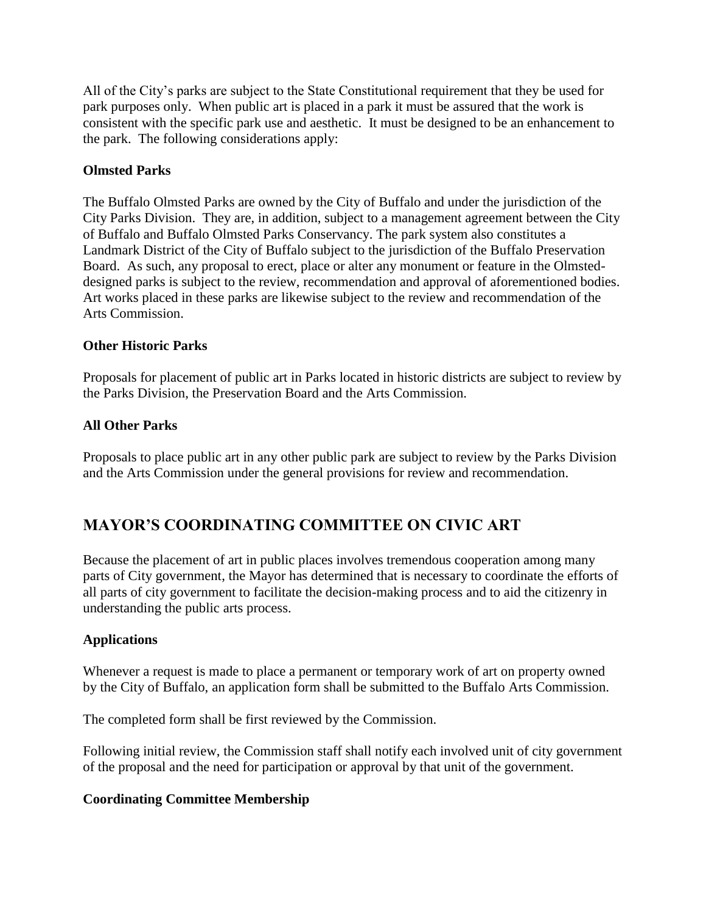All of the City's parks are subject to the State Constitutional requirement that they be used for park purposes only. When public art is placed in a park it must be assured that the work is consistent with the specific park use and aesthetic. It must be designed to be an enhancement to the park. The following considerations apply:

**Olmsted Parks**

The Buffalo Olmsted Parks are owned by the City of Buffalo and under the jurisdiction of the City Parks Division. They are, in addition, subject to a management agreement between the City of Buffalo and Buffalo Olmsted Parks Conservancy. The park system also constitutes a Landmark District of the City of Buffalo subject to the jurisdiction of the Buffalo Preservation Board. As such, any proposal to erect, place or alter any monument or feature in the Olmsted-designed parks is subject to the review, recommendation and approval of aforementioned bodies. Art works placed in these parks are likewise subject to the review and recommendation of the Arts Commission.

**Other Historic Parks**

Proposals for placement of public art in Parks located in historic districts are subject to review by the Parks Division, the Preservation Board and the Arts Commission.

**All Other Parks**

Proposals to place public art in any other public park are subject to review by the Parks Division and the Arts Commission under the general provisions for review and recommendation.

## MAYOR'S COORDINATING COMMITTEE ON CIVIC ART

Because the placement of art in public places involves tremendous cooperation among many parts of City government, the Mayor has determined that is necessary to coordinate the efforts of all parts of city government to facilitate the decision-making process and to aid the citizenry in understanding the public arts process.

**Applications**

Whenever a request is made to place a permanent or temporary work of art on property owned by the City of Buffalo, an application form shall be submitted to the Buffalo Arts Commission.

The completed form shall be first reviewed by the Commission.

Following initial review, the Commission staff shall notify each involved unit of city government of the proposal and the need for participation or approval by that unit of the government.

**Coordinating Committee Membership**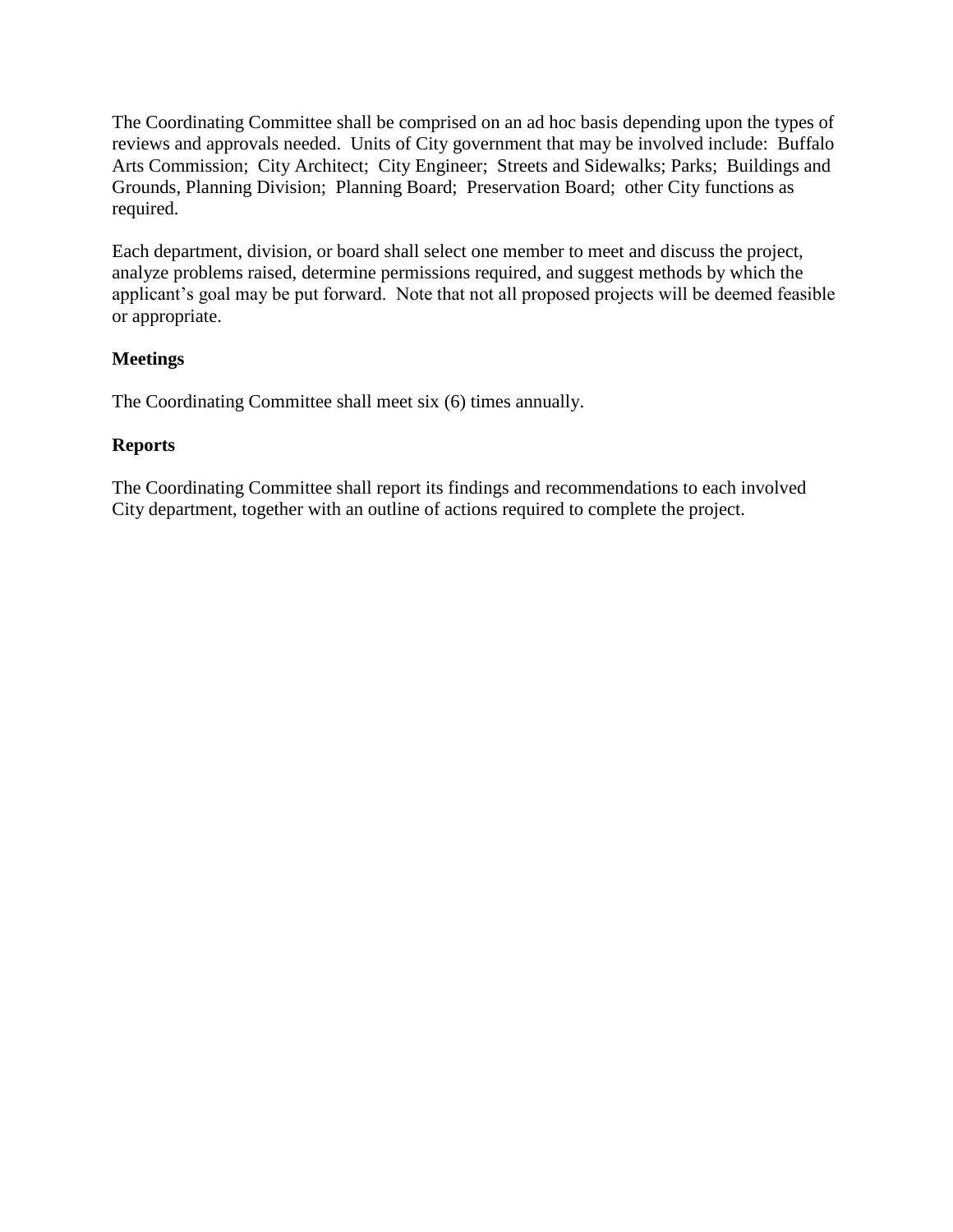The Coordinating Committee shall be comprised on an ad hoc basis depending upon the types of reviews and approvals needed. Units of City government that may be involved include: Buffalo Arts Commission; City Architect; City Engineer; Streets and Sidewalks; Parks; Buildings and Grounds, Planning Division; Planning Board; Preservation Board; other City functions as required.

Each department, division, or board shall select one member to meet and discuss the project, analyze problems raised, determine permissions required, and suggest methods by which the applicant's goal may be put forward. Note that not all proposed projects will be deemed feasible or appropriate.

**Meetings**

The Coordinating Committee shall meet six (6) times annually.

**Reports**

The Coordinating Committee shall report its findings and recommendations to each involved City department, together with an outline of actions required to complete the project.